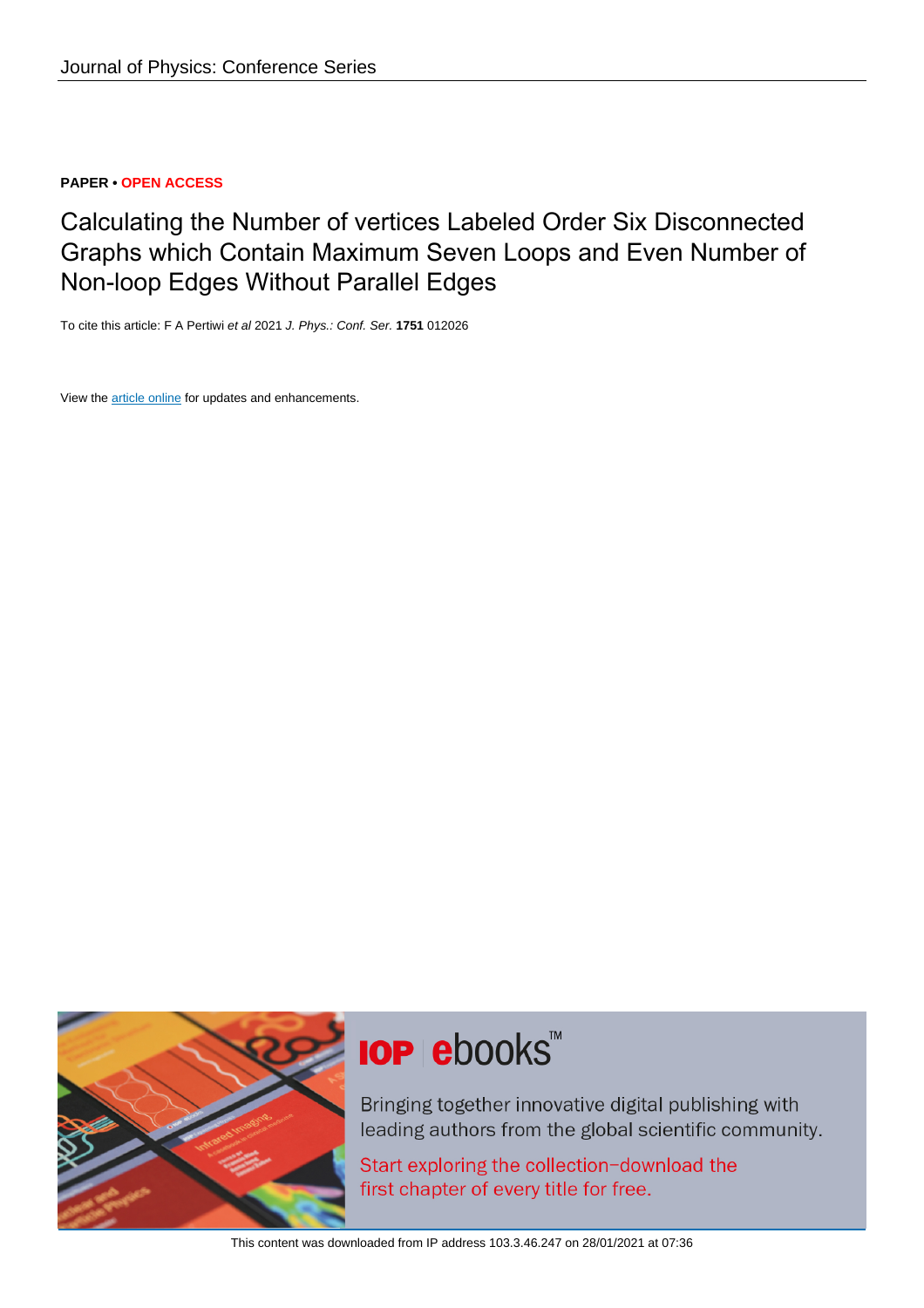Journal of Physics: Conference Series

**PAPER • OPEN ACCESS**

# Calculating the Number of vertices Labeled Order Six Disconnected Graphs which Contain Maximum Seven Loops and Even Number of Non-loop Edges Without Parallel Edges

To cite this article: F A Pertiwi *et al* 2021 *J. Phys.: Conf. Ser.* **1751** 012026

View the article online for updates and enhancements.

This content was downloaded from IP address 103.3.46.247 on 28/01/2021 at 07:36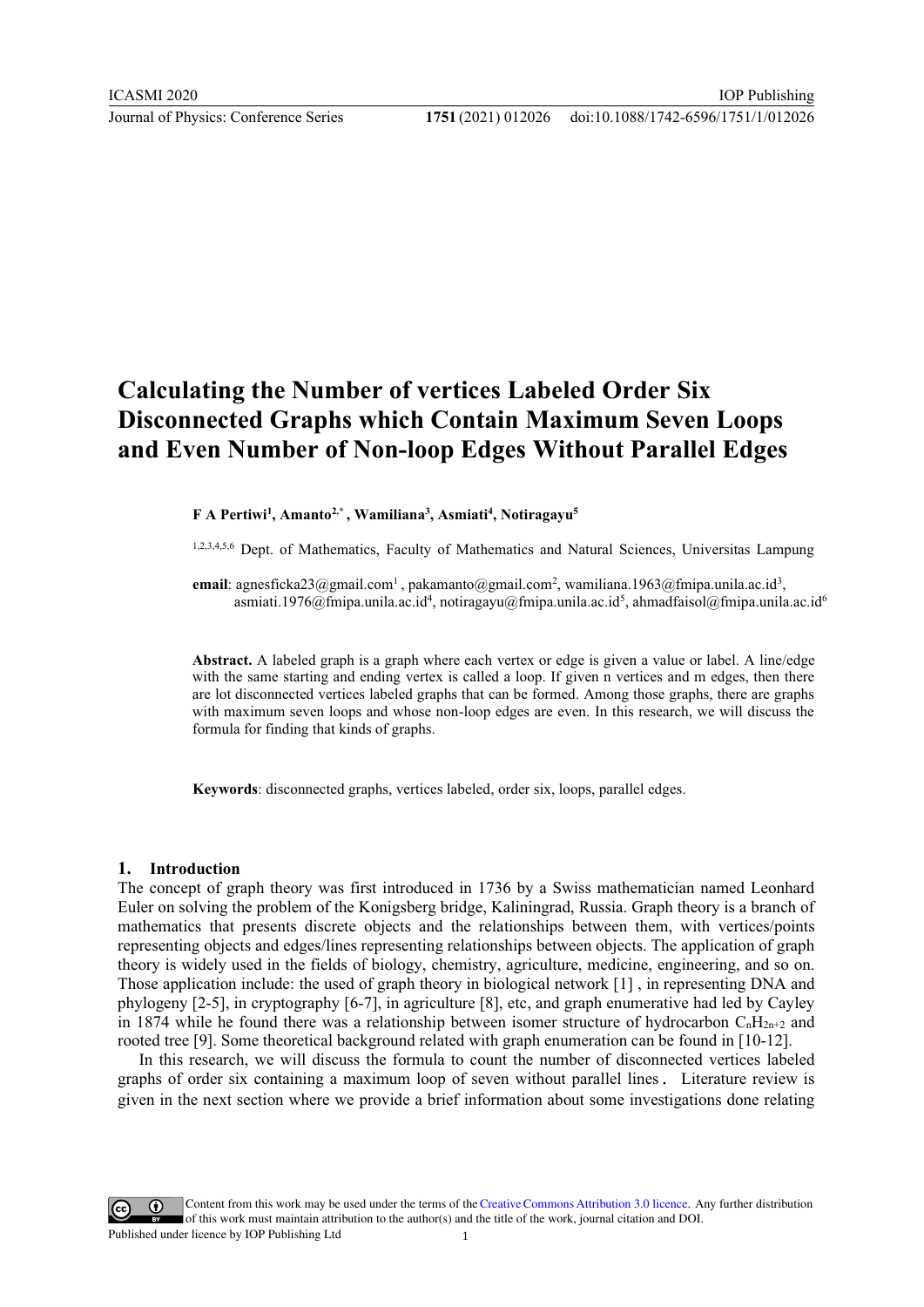# Calculating the Number of vertices Labeled Order Six Disconnected Graphs which Contain Maximum Seven Loops and Even Number of Non-loop Edges Without Parallel Edges

**F A Pertiwi[1], Amanto[2,*], Wamiliana[3], Asmiati[4], Notiragayu[5]**

[1,2,3,4,5,6] Dept. of Mathematics, Faculty of Mathematics and Natural Sciences, Universitas Lampung

**email**: agnesficka23@gmail.com[1] , pakamanto@gmail.com[2], wamiliana.1963@fmipa.unila.ac.id[3], asmiati.1976@fmipa.unila.ac.id[4], notiragayu@fmipa.unila.ac.id[5], ahmadfaisol@fmipa.unila.ac.id[6]

**Abstract.** A labeled graph is a graph where each vertex or edge is given a value or label. A line/edge with the same starting and ending vertex is called a loop. If given n vertices and m edges, then there are lot disconnected vertices labeled graphs that can be formed. Among those graphs, there are graphs with maximum seven loops and whose non-loop edges are even. In this research, we will discuss the formula for finding that kinds of graphs.

**Keywords**: disconnected graphs, vertices labeled, order six, loops, parallel edges.

## 1. Introduction

The concept of graph theory was first introduced in 1736 by a Swiss mathematician named Leonhard Euler on solving the problem of the Konigsberg bridge, Kaliningrad, Russia. Graph theory is a branch of mathematics that presents discrete objects and the relationships between them, with vertices/points representing objects and edges/lines representing relationships between objects. The application of graph theory is widely used in the fields of biology, chemistry, agriculture, medicine, engineering, and so on. Those application include: the used of graph theory in biological network [1] , in representing DNA and phylogeny [2-5], in cryptography [6-7], in agriculture [8], etc, and graph enumerative had led by Cayley in 1874 while he found there was a relationship between isomer structure of hydrocarbon $C_nH_{2n+2}$ and rooted tree [9]. Some theoretical background related with graph enumeration can be found in [10-12].

In this research, we will discuss the formula to count the number of disconnected vertices labeled graphs of order six containing a maximum loop of seven without parallel lines. Literature review is given in the next section where we provide a brief information about some investigations done relating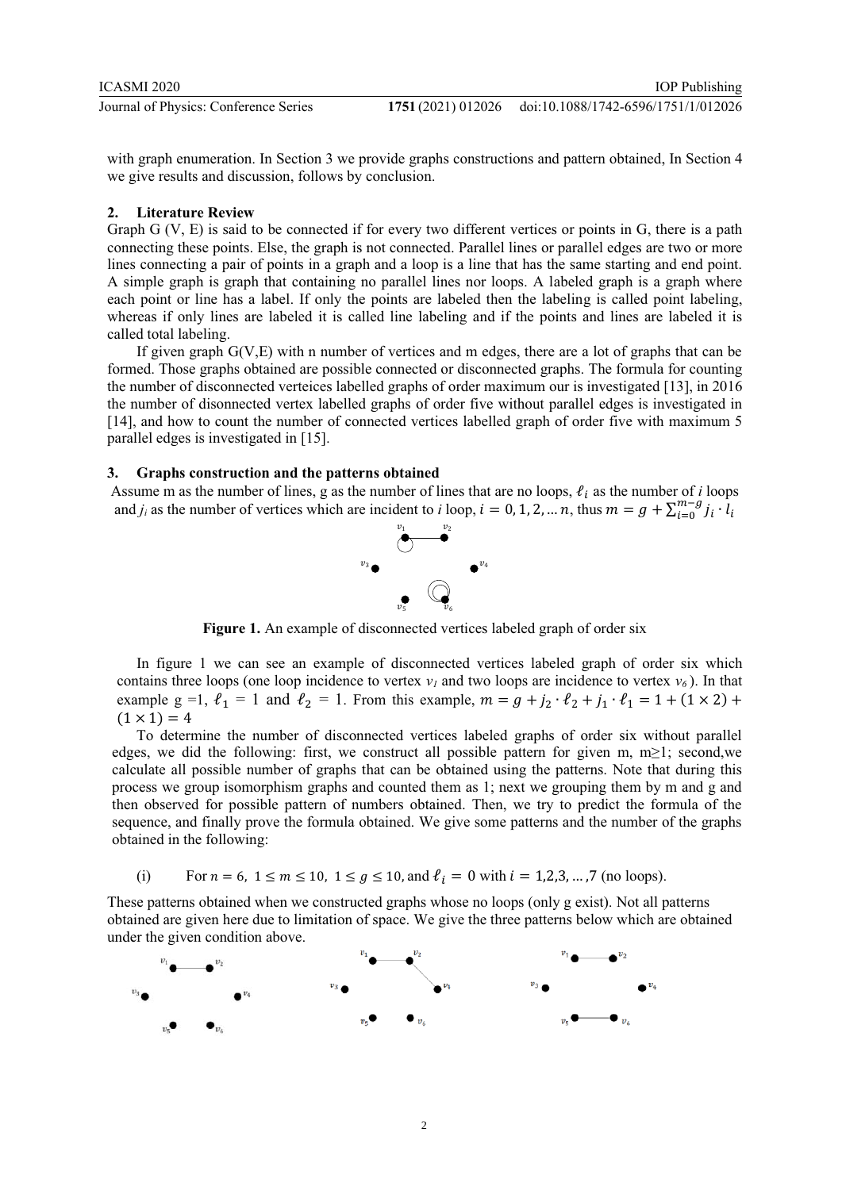with graph enumeration. In Section 3 we provide graphs constructions and pattern obtained, In Section 4 we give results and discussion, follows by conclusion.

## 2. Literature Review

Graph G (V, E) is said to be connected if for every two different vertices or points in G, there is a path connecting these points. Else, the graph is not connected. Parallel lines or parallel edges are two or more lines connecting a pair of points in a graph and a loop is a line that has the same starting and end point. A simple graph is graph that containing no parallel lines nor loops. A labeled graph is a graph where each point or line has a label. If only the points are labeled then the labeling is called point labeling, whereas if only lines are labeled it is called line labeling and if the points and lines are labeled it is called total labeling.

If given graph G(V,E) with n number of vertices and m edges, there are a lot of graphs that can be formed. Those graphs obtained are possible connected or disconnected graphs. The formula for counting the number of disconnected verteices labelled graphs of order maximum our is investigated [13], in 2016 the number of disonnected vertex labelled graphs of order five without parallel edges is investigated in [14], and how to count the number of connected vertices labelled graph of order five with maximum 5 parallel edges is investigated in [15].

## 3. Graphs construction and the patterns obtained

Assume m as the number of lines, g as the number of lines that are no loops, $\ell_i$ as the number of *i* loops and $j_i$ as the number of vertices which are incident to *i* loop, $i = 0, 1, 2, \ldots n$, thus $m = g + \sum_{i=0}^{m-g} j_i \cdot l_i$

**Figure 1.** An example of disconnected vertices labeled graph of order six

In figure 1 we can see an example of disconnected vertices labeled graph of order six which contains three loops (one loop incidence to vertex $v_1$ and two loops are incidence to vertex $v_6$ ). In that example g =1, $\ell_1 = 1$ and $\ell_2 = 1$. From this example, $m = g + j_2 \cdot \ell_2 + j_1 \cdot \ell_1 = 1 + (1 \times 2) + (1 \times 1) = 4$

To determine the number of disconnected vertices labeled graphs of order six without parallel edges, we did the following: first, we construct all possible pattern for given m, m≥1; second,we calculate all possible number of graphs that can be obtained using the patterns. Note that during this process we group isomorphism graphs and counted them as 1; next we grouping them by m and g and then observed for possible pattern of numbers obtained. Then, we try to predict the formula of the sequence, and finally prove the formula obtained. We give some patterns and the number of the graphs obtained in the following:

(i) For $n = 6,\ 1 \leq m \leq 10,\ 1 \leq g \leq 10$, and $\ell_i = 0$ with $i = 1,2,3, \ldots ,7$ (no loops).

These patterns obtained when we constructed graphs whose no loops (only g exist). Not all patterns obtained are given here due to limitation of space. We give the three patterns below which are obtained under the given condition above.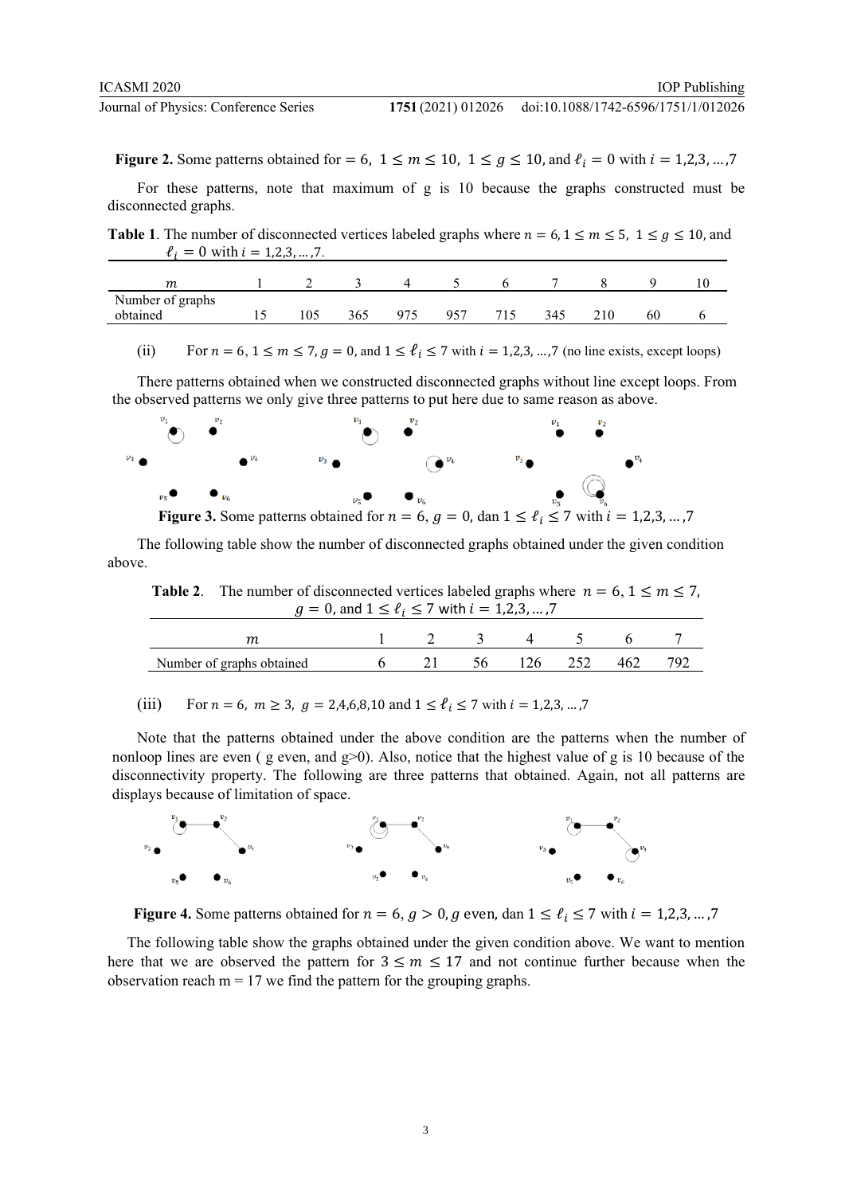**Figure 2.** Some patterns obtained for $= 6,\ 1 \le m \le 10,\ 1 \le g \le 10$, and $\ell_i = 0$ with $i = 1,2,3,\ldots,7$

For these patterns, note that maximum of g is 10 because the graphs constructed must be disconnected graphs.

**Table 1**. The number of disconnected vertices labeled graphs where $n = 6, 1 \le m \le 5,\ 1 \le g \le 10$, and $\ell_i = 0$ with $i = 1,2,3,\ldots,7$.

| $m$ | 1 | 2 | 3 | 4 | 5 | 6 | 7 | 8 | 9 | 10 |
|---|---|---|---|---|---|---|---|---|---|---|
| Number of graphs obtained | 15 | 105 | 365 | 975 | 957 | 715 | 345 | 210 | 60 | 6 |

(ii) For $n = 6, 1 \le m \le 7, g = 0$, and $1 \le \ell_i \le 7$ with $i = 1,2,3,\ldots,7$ (no line exists, except loops)

There patterns obtained when we constructed disconnected graphs without line except loops. From the observed patterns we only give three patterns to put here due to same reason as above.

**Figure 3.** Some patterns obtained for $n = 6,\ g = 0$, dan $1 \le \ell_i \le 7$ with $i = 1,2,3,\ldots,7$

The following table show the number of disconnected graphs obtained under the given condition above.

**Table 2**. The number of disconnected vertices labeled graphs where $n = 6, 1 \le m \le 7$, $g = 0$, and $1 \le \ell_i \le 7$ with $i = 1,2,3,\ldots,7$

| $m$ | 1 | 2 | 3 | 4 | 5 | 6 | 7 |
|---|---|---|---|---|---|---|---|
| Number of graphs obtained | 6 | 21 | 56 | 126 | 252 | 462 | 792 |

(iii) For $n = 6,\ m \ge 3,\ g = 2,4,6,8,10$ and $1 \le \ell_i \le 7$ with $i = 1,2,3,\ldots,7$

Note that the patterns obtained under the above condition are the patterns when the number of nonloop lines are even ( g even, and g>0). Also, notice that the highest value of g is 10 because of the disconnectivity property. The following are three patterns that obtained. Again, not all patterns are displays because of limitation of space.

**Figure 4.** Some patterns obtained for $n = 6,\ g > 0, g$ even, dan $1 \le \ell_i \le 7$ with $i = 1,2,3,\ldots,7$

The following table show the graphs obtained under the given condition above. We want to mention here that we are observed the pattern for $3 \le m \le 17$ and not continue further because when the observation reach m = 17 we find the pattern for the grouping graphs.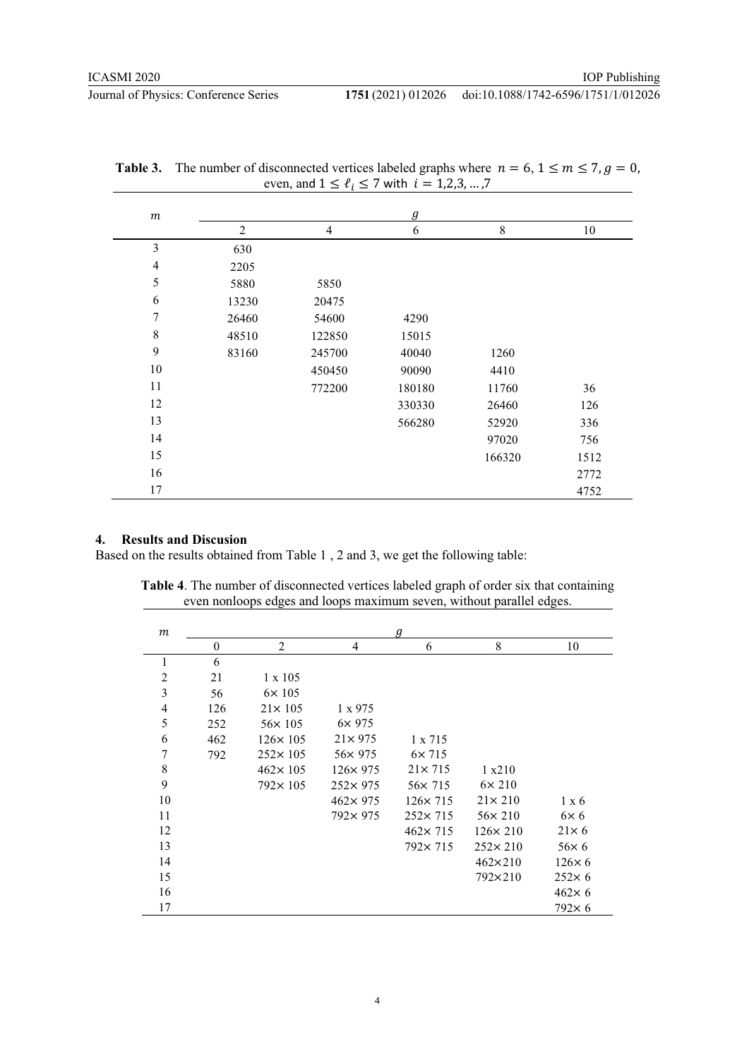**Table 3.** The number of disconnected vertices labeled graphs where $n = 6, 1 \leq m \leq 7, g = 0$, even, and $1 \leq \ell_i \leq 7$ with $i = 1,2,3,\ldots,7$

| $m$ | $g$ | | | | |
|---|---|---|---|---|---|
| | 2 | 4 | 6 | 8 | 10 |
| 3 | 630 | | | | |
| 4 | 2205 | | | | |
| 5 | 5880 | 5850 | | | |
| 6 | 13230 | 20475 | | | |
| 7 | 26460 | 54600 | 4290 | | |
| 8 | 48510 | 122850 | 15015 | | |
| 9 | 83160 | 245700 | 40040 | 1260 | |
| 10 | | 450450 | 90090 | 4410 | |
| 11 | | 772200 | 180180 | 11760 | 36 |
| 12 | | | 330330 | 26460 | 126 |
| 13 | | | 566280 | 52920 | 336 |
| 14 | | | | 97020 | 756 |
| 15 | | | | 166320 | 1512 |
| 16 | | | | | 2772 |
| 17 | | | | | 4752 |

## 4. Results and Discusion

Based on the results obtained from Table 1 , 2 and 3, we get the following table:

**Table 4**. The number of disconnected vertices labeled graph of order six that containing even nonloops edges and loops maximum seven, without parallel edges.

| $m$ | $g$ | | | | | |
|---|---|---|---|---|---|---|
| | 0 | 2 | 4 | 6 | 8 | 10 |
| 1 | 6 | | | | | |
| 2 | 21 | 1 x 105 | | | | |
| 3 | 56 | 6× 105 | | | | |
| 4 | 126 | 21× 105 | 1 x 975 | | | |
| 5 | 252 | 56× 105 | 6× 975 | | | |
| 6 | 462 | 126× 105 | 21× 975 | 1 x 715 | | |
| 7 | 792 | 252× 105 | 56× 975 | 6× 715 | | |
| 8 | | 462× 105 | 126× 975 | 21× 715 | 1 x210 | |
| 9 | | 792× 105 | 252× 975 | 56× 715 | 6× 210 | |
| 10 | | | 462× 975 | 126× 715 | 21× 210 | 1 x 6 |
| 11 | | | 792× 975 | 252× 715 | 56× 210 | 6× 6 |
| 12 | | | | 462× 715 | 126× 210 | 21× 6 |
| 13 | | | | 792× 715 | 252× 210 | 56× 6 |
| 14 | | | | | 462×210 | 126× 6 |
| 15 | | | | | 792×210 | 252× 6 |
| 16 | | | | | | 462× 6 |
| 17 | | | | | | 792× 6 |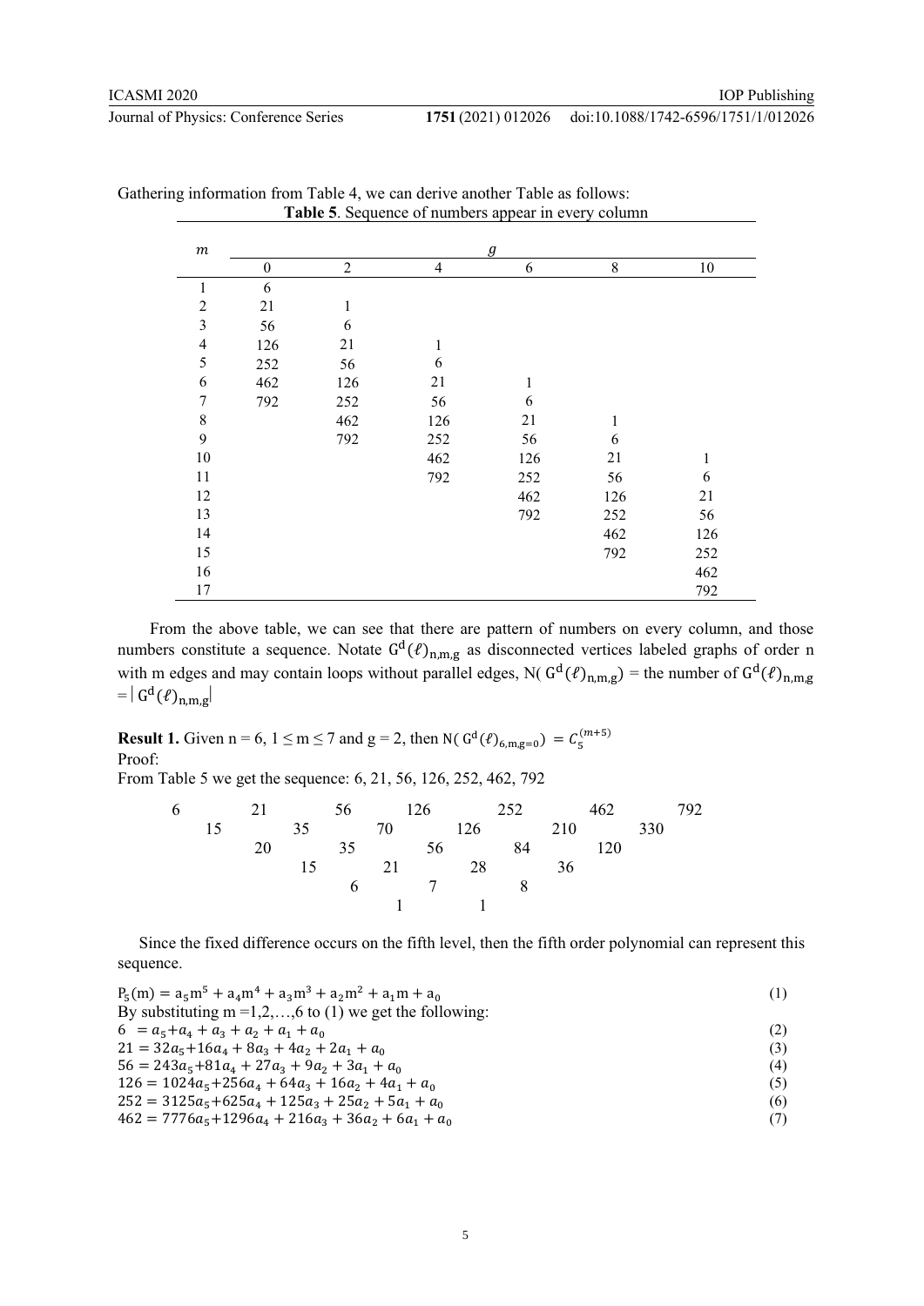Gathering information from Table 4, we can derive another Table as follows:

**Table 5**. Sequence of numbers appear in every column

| $m$ | $g$ | | | | | |
|---|---|---|---|---|---|---|
| | 0 | 2 | 4 | 6 | 8 | 10 |
| 1 | 6 | | | | | |
| 2 | 21 | 1 | | | | |
| 3 | 56 | 6 | | | | |
| 4 | 126 | 21 | 1 | | | |
| 5 | 252 | 56 | 6 | | | |
| 6 | 462 | 126 | 21 | 1 | | |
| 7 | 792 | 252 | 56 | 6 | | |
| 8 | | 462 | 126 | 21 | 1 | |
| 9 | | 792 | 252 | 56 | 6 | |
| 10 | | | 462 | 126 | 21 | 1 |
| 11 | | | 792 | 252 | 56 | 6 |
| 12 | | | | 462 | 126 | 21 |
| 13 | | | | 792 | 252 | 56 |
| 14 | | | | | 462 | 126 |
| 15 | | | | | 792 | 252 |
| 16 | | | | | | 462 |
| 17 | | | | | | 792 |

From the above table, we can see that there are pattern of numbers on every column, and those numbers constitute a sequence. Notate $\mathrm{G^d}(\ell)_{\mathrm{n,m,g}}$ as disconnected vertices labeled graphs of order n with m edges and may contain loops without parallel edges, N( $\mathrm{G^d}(\ell)_{\mathrm{n,m,g}}$) = the number of $\mathrm{G^d}(\ell)_{\mathrm{n,m,g}}$ $= |\mathrm{G^d}(\ell)_{\mathrm{n,m,g}}|$

**Result 1.** Given n = 6, 1 ≤ m ≤ 7 and g = 2, then $\mathrm{N}(\mathrm{G^d}(\ell)_{6,\mathrm{m,g=0}}) = C_5^{(m+5)}$

Proof:

From Table 5 we get the sequence: 6, 21, 56, 126, 252, 462, 792

```
6        21        56        126        252        462        792
    15        35        70         126        210        330
         20        35        56          84        120
              15        21         28         36
                   6          7          8
                        1          1
```

Since the fixed difference occurs on the fifth level, then the fifth order polynomial can represent this sequence.

$$\mathrm{P_5(m)} = \mathrm{a_5 m^5 + a_4 m^4 + a_3 m^3 + a_2 m^2 + a_1 m + a_0} \tag{1}$$

By substituting m =1,2,…,6 to (1) we get the following:

$$6 = a_5 + a_4 + a_3 + a_2 + a_1 + a_0 \tag{2}$$

$$21 = 32a_5 + 16a_4 + 8a_3 + 4a_2 + 2a_1 + a_0 \tag{3}$$

$$56 = 243a_5 + 81a_4 + 27a_3 + 9a_2 + 3a_1 + a_0 \tag{4}$$

$$126 = 1024a_5 + 256a_4 + 64a_3 + 16a_2 + 4a_1 + a_0 \tag{5}$$

$$252 = 3125a_5 + 625a_4 + 125a_3 + 25a_2 + 5a_1 + a_0 \tag{6}$$

$$462 = 7776a_5 + 1296a_4 + 216a_3 + 36a_2 + 6a_1 + a_0 \tag{7}$$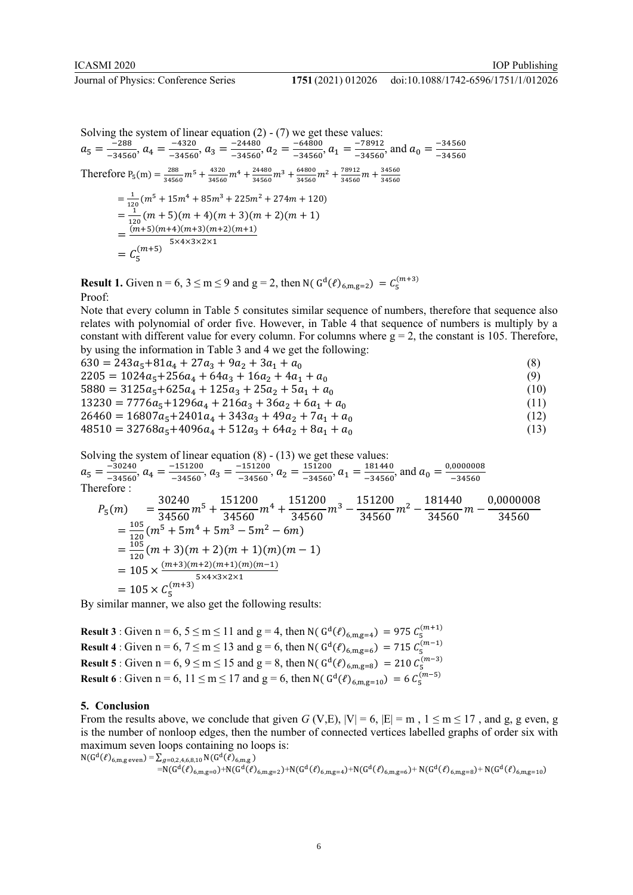Solving the system of linear equation (2) - (7) we get these values:
$a_5 = \frac{-288}{-34560}$, $a_4 = \frac{-4320}{-34560}$, $a_3 = \frac{-24480}{-34560}$, $a_2 = \frac{-64800}{-34560}$, $a_1 = \frac{-78912}{-34560}$, and $a_0 = \frac{-34560}{-34560}$

Therefore $P_5(m) = \frac{288}{34560}m^5 + \frac{4320}{34560}m^4 + \frac{24480}{34560}m^3 + \frac{64800}{34560}m^2 + \frac{78912}{34560}m + \frac{34560}{34560}$

$$= \frac{1}{120}(m^5 + 15m^4 + 85m^3 + 225m^2 + 274m + 120)$$
$$= \frac{1}{120}(m+5)(m+4)(m+3)(m+2)(m+1)$$
$$= \frac{(m+5)(m+4)(m+3)(m+2)(m+1)}{5\times4\times3\times2\times1}$$
$$= C_5^{(m+5)}$$

**Result 1.** Given n = 6, $3 \leq m \leq 9$ and g = 2, then $\mathrm{N}(\,G^d(\ell)_{6,m,g=2}) = C_5^{(m+3)}$

Proof:

Note that every column in Table 5 consitutes similar sequence of numbers, therefore that sequence also relates with polynomial of order five. However, in Table 4 that sequence of numbers is multiply by a constant with different value for every column. For columns where g = 2, the constant is 105. Therefore, by using the information in Table 3 and 4 we get the following:

$$630 = 243a_5 + 81a_4 + 27a_3 + 9a_2 + 3a_1 + a_0 \quad (8)$$
$$2205 = 1024a_5 + 256a_4 + 64a_3 + 16a_2 + 4a_1 + a_0 \quad (9)$$
$$5880 = 3125a_5 + 625a_4 + 125a_3 + 25a_2 + 5a_1 + a_0 \quad (10)$$
$$13230 = 7776a_5 + 1296a_4 + 216a_3 + 36a_2 + 6a_1 + a_0 \quad (11)$$
$$26460 = 16807a_5 + 2401a_4 + 343a_3 + 49a_2 + 7a_1 + a_0 \quad (12)$$
$$48510 = 32768a_5 + 4096a_4 + 512a_3 + 64a_2 + 8a_1 + a_0 \quad (13)$$

Solving the system of linear equation (8) - (13) we get these values:
$a_5 = \frac{-30240}{-34560}$, $a_4 = \frac{-151200}{-34560}$, $a_3 = \frac{-151200}{-34560}$, $a_2 = \frac{151200}{-34560}$, $a_1 = \frac{181440}{-34560}$, and $a_0 = \frac{0{,}0000008}{-34560}$

Therefore :

$$P_5(m) = \frac{30240}{34560}m^5 + \frac{151200}{34560}m^4 + \frac{151200}{34560}m^3 - \frac{151200}{34560}m^2 - \frac{181440}{34560}m - \frac{0{,}0000008}{34560}$$
$$= \frac{105}{120}(m^5 + 5m^4 + 5m^3 - 5m^2 - 6m)$$
$$= \frac{105}{120}(m+3)(m+2)(m+1)(m)(m-1)$$
$$= 105 \times \frac{(m+3)(m+2)(m+1)(m)(m-1)}{5\times4\times3\times2\times1}$$
$$= 105 \times C_5^{(m+3)}$$

By similar manner, we also get the following results:

**Result 3** : Given n = 6, $5 \leq m \leq 11$ and g = 4, then $\mathrm{N}(\,G^d(\ell)_{6,m,g=4}) = 975\; C_5^{(m+1)}$

**Result 4** : Given n = 6, $7 \leq m \leq 13$ and g = 6, then $\mathrm{N}(\,G^d(\ell)_{6,m,g=6}) = 715\; C_5^{(m-1)}$

**Result 5** : Given n = 6, $9 \leq m \leq 15$ and g = 8, then $\mathrm{N}(\,G^d(\ell)_{6,m,g=8}) = 210\; C_5^{(m-3)}$

**Result 6** : Given n = 6, $11 \leq m \leq 17$ and g = 6, then $\mathrm{N}(\,G^d(\ell)_{6,m,g=10}) = 6\; C_5^{(m-5)}$

## 5. Conclusion

From the results above, we conclude that given *G* (V,E), |V| = 6, |E| = m , $1 \leq m \leq 17$ , and g, g even, g is the number of nonloop edges, then the number of connected vertices labelled graphs of order six with maximum seven loops containing no loops is:

$$\mathrm{N}(G^d(\ell)_{6,m,g\text{ even}}) = \sum_{g=0,2,4,6,8,10}\mathrm{N}(G^d(\ell)_{6,m,g})$$
$$= \mathrm{N}(G^d(\ell)_{6,m,g=0}) + \mathrm{N}(G^d(\ell)_{6,m,g=2}) + \mathrm{N}(G^d(\ell)_{6,m,g=4}) + \mathrm{N}(G^d(\ell)_{6,m,g=6}) + \mathrm{N}(G^d(\ell)_{6,m,g=8}) + \mathrm{N}(G^d(\ell)_{6,m,g=10})$$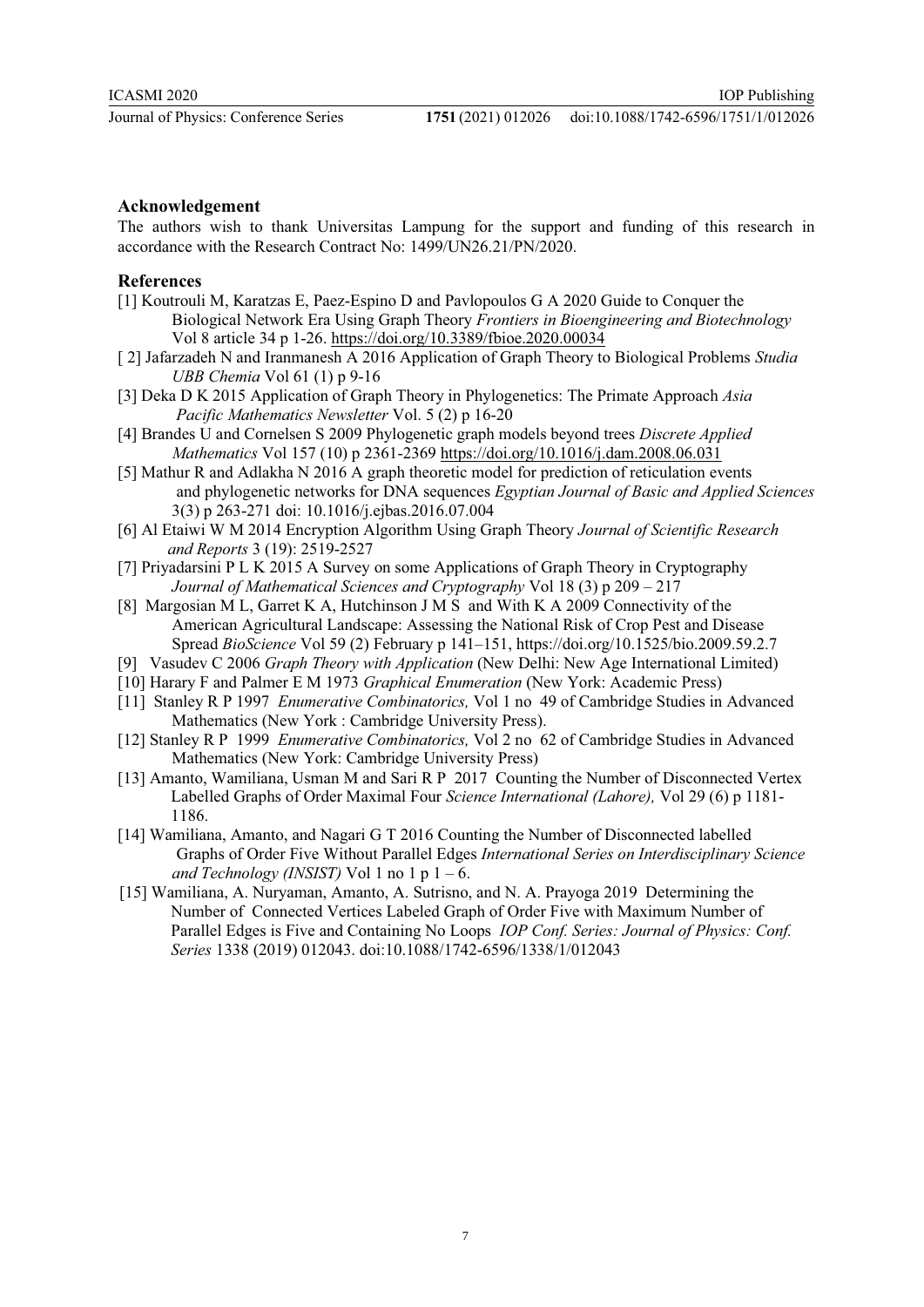## Acknowledgement

The authors wish to thank Universitas Lampung for the support and funding of this research in accordance with the Research Contract No: 1499/UN26.21/PN/2020.

## References

[1] Koutrouli M, Karatzas E, Paez-Espino D and Pavlopoulos G A 2020 Guide to Conquer the Biological Network Era Using Graph Theory *Frontiers in Bioengineering and Biotechnology* Vol 8 article 34 p 1-26. https://doi.org/10.3389/fbioe.2020.00034

[ 2] Jafarzadeh N and Iranmanesh A 2016 Application of Graph Theory to Biological Problems *Studia UBB Chemia* Vol 61 (1) p 9-16

[3] Deka D K 2015 Application of Graph Theory in Phylogenetics: The Primate Approach *Asia Pacific Mathematics Newsletter* Vol. 5 (2) p 16-20

[4] Brandes U and Cornelsen S 2009 Phylogenetic graph models beyond trees *Discrete Applied Mathematics* Vol 157 (10) p 2361-2369 https://doi.org/10.1016/j.dam.2008.06.031

[5] Mathur R and Adlakha N 2016 A graph theoretic model for prediction of reticulation events and phylogenetic networks for DNA sequences *Egyptian Journal of Basic and Applied Sciences* 3(3) p 263-271 doi: 10.1016/j.ejbas.2016.07.004

[6] Al Etaiwi W M 2014 Encryption Algorithm Using Graph Theory *Journal of Scientific Research and Reports* 3 (19): 2519-2527

[7] Priyadarsini P L K 2015 A Survey on some Applications of Graph Theory in Cryptography *Journal of Mathematical Sciences and Cryptography* Vol 18 (3) p 209 – 217

[8] Margosian M L, Garret K A, Hutchinson J M S and With K A 2009 Connectivity of the American Agricultural Landscape: Assessing the National Risk of Crop Pest and Disease Spread *BioScience* Vol 59 (2) February p 141–151, https://doi.org/10.1525/bio.2009.59.2.7

[9] Vasudev C 2006 *Graph Theory with Application* (New Delhi: New Age International Limited)

[10] Harary F and Palmer E M 1973 *Graphical Enumeration* (New York: Academic Press)

[11] Stanley R P 1997 *Enumerative Combinatorics,* Vol 1 no 49 of Cambridge Studies in Advanced Mathematics (New York : Cambridge University Press).

[12] Stanley R P 1999 *Enumerative Combinatorics,* Vol 2 no 62 of Cambridge Studies in Advanced Mathematics (New York: Cambridge University Press)

[13] Amanto, Wamiliana, Usman M and Sari R P 2017 Counting the Number of Disconnected Vertex Labelled Graphs of Order Maximal Four *Science International (Lahore),* Vol 29 (6) p 1181-1186.

[14] Wamiliana, Amanto, and Nagari G T 2016 Counting the Number of Disconnected labelled Graphs of Order Five Without Parallel Edges *International Series on Interdisciplinary Science and Technology (INSIST)* Vol 1 no 1 p 1 – 6.

[15] Wamiliana, A. Nuryaman, Amanto, A. Sutrisno, and N. A. Prayoga 2019 Determining the Number of Connected Vertices Labeled Graph of Order Five with Maximum Number of Parallel Edges is Five and Containing No Loops *IOP Conf. Series: Journal of Physics: Conf. Series* 1338 (2019) 012043. doi:10.1088/1742-6596/1338/1/012043